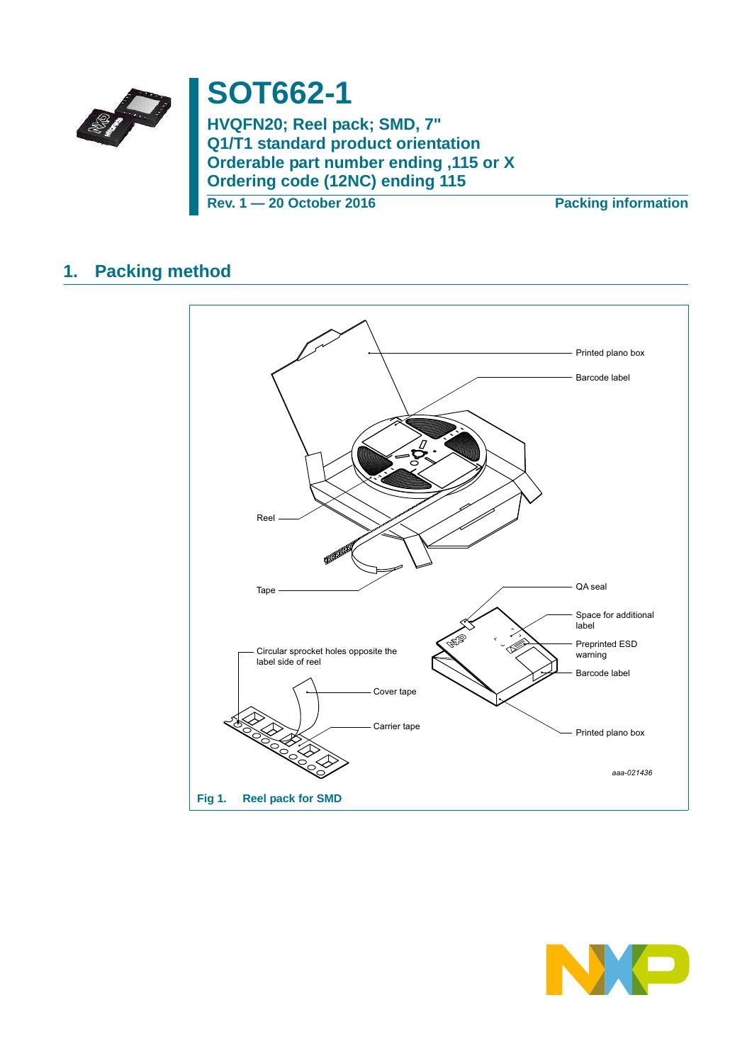# SOT662-1

**HVQFN20; Reel pack; SMD, 7"**
**Q1/T1 standard product orientation**
**Orderable part number ending ,115 or X**
**Ordering code (12NC) ending 115**

**Rev. 1 — 20 October 2016** **Packing information**

## 1. Packing method

Fig 1. Reel pack for SMD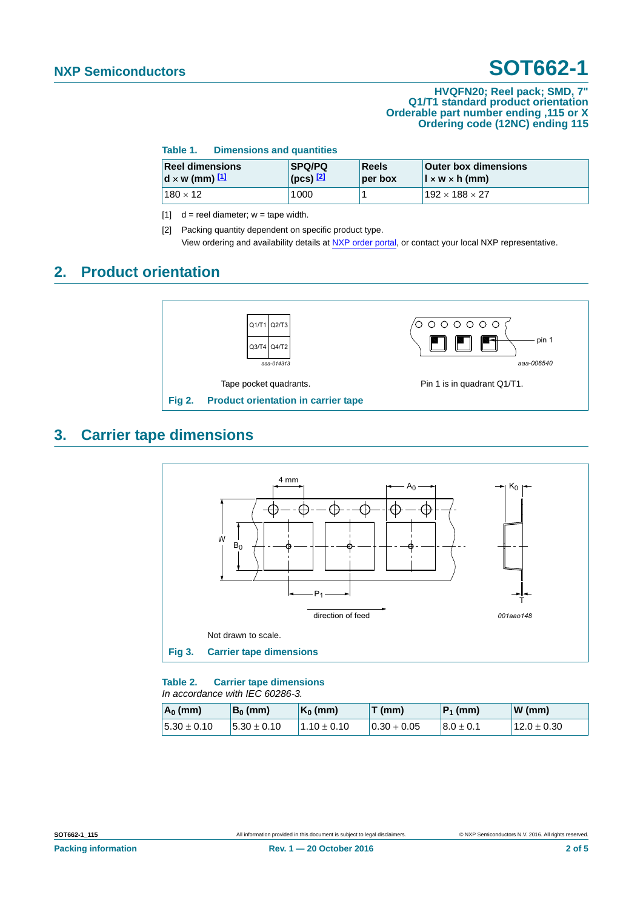**Table 1. Dimensions and quantities**

| Reel dimensions d × w (mm) [1] | SPQ/PQ (pcs) [2] | Reels per box | Outer box dimensions l × w × h (mm) |
|---|---|---|---|
| 180 × 12 | 1000 | 1 | 192 × 188 × 27 |

[1] d = reel diameter; w = tape width.

[2] Packing quantity dependent on specific product type.
View ordering and availability details at NXP order portal, or contact your local NXP representative.

## 2. Product orientation

Tape pocket quadrants.

Pin 1 is in quadrant Q1/T1.

**Fig 2. Product orientation in carrier tape**

## 3. Carrier tape dimensions

Not drawn to scale.

**Fig 3. Carrier tape dimensions**

**Table 2. Carrier tape dimensions**

*In accordance with IEC 60286-3.*

| $A_0$ (mm) | $B_0$ (mm) | $K_0$ (mm) | T (mm) | $P_1$ (mm) | W (mm) |
|---|---|---|---|---|---|
| 5.30 ± 0.10 | 5.30 ± 0.10 | 1.10 ± 0.10 | 0.30 + 0.05 | 8.0 ± 0.1 | 12.0 ± 0.30 |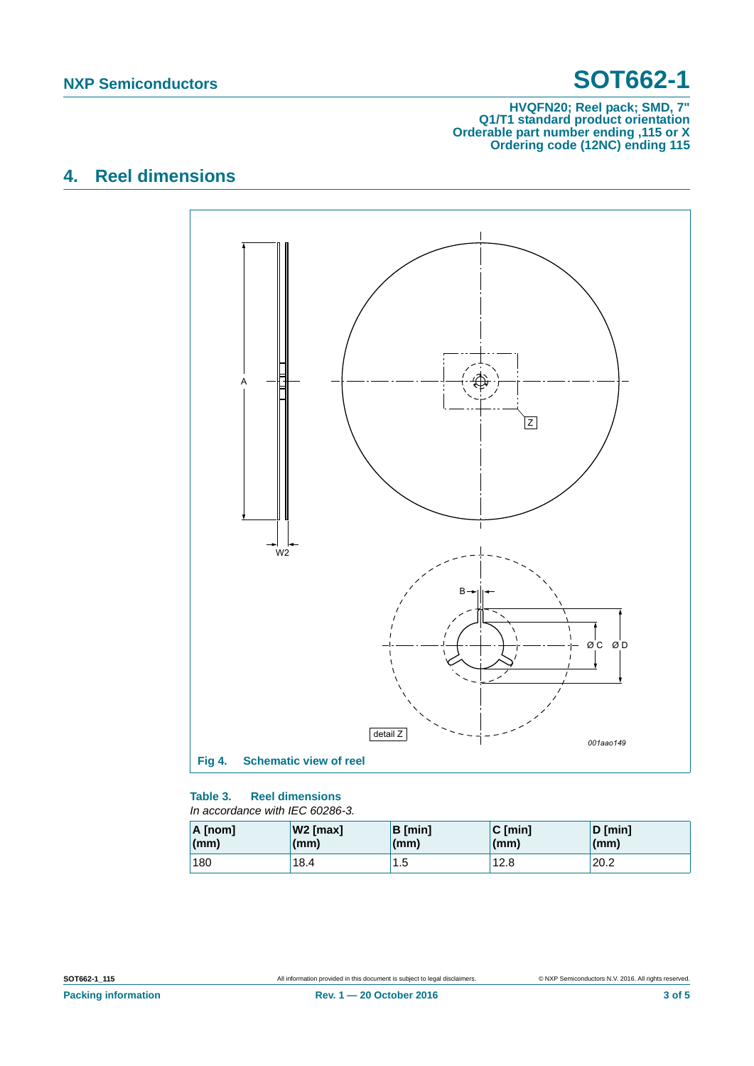## 4. Reel dimensions

Fig 4. Schematic view of reel

**Table 3. Reel dimensions**

*In accordance with IEC 60286-3.*

| A [nom] (mm) | W2 [max] (mm) | B [min] (mm) | C [min] (mm) | D [min] (mm) |
|---|---|---|---|---|
| 180 | 18.4 | 1.5 | 12.8 | 20.2 |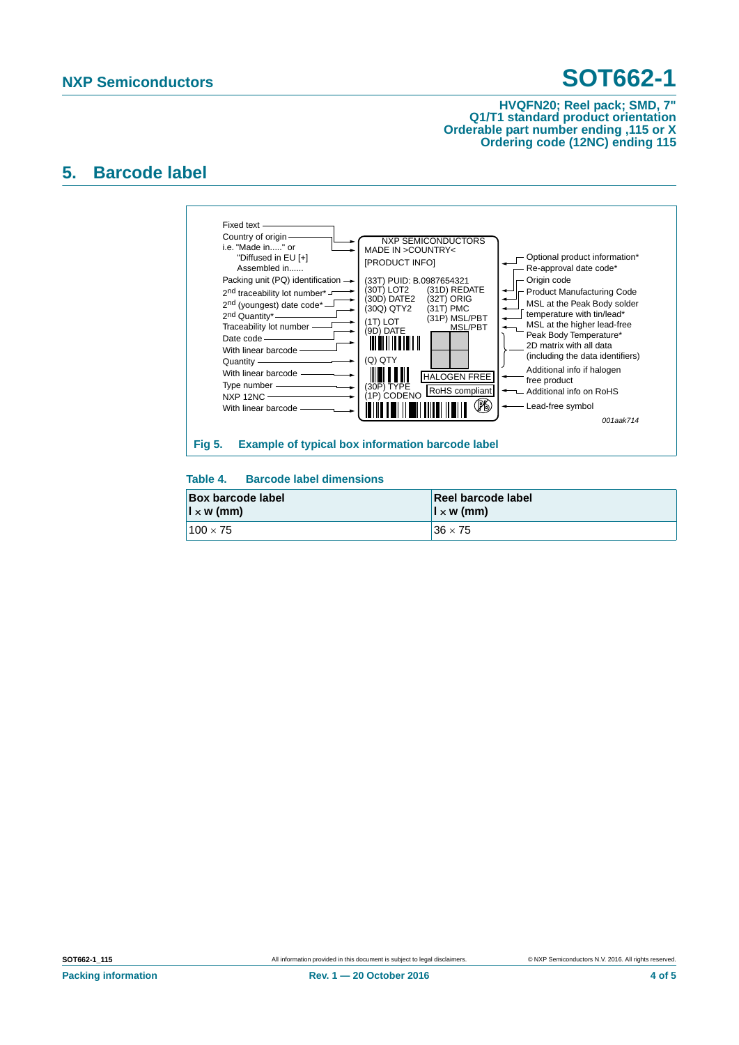## 5. Barcode label

Fixed text

Country of origin i.e. "Made in....." or "Diffused in EU [+] Assembled in......

Packing unit (PQ) identification

2nd traceability lot number*

2nd (youngest) date code*

2nd Quantity*

Traceability lot number

Date code

With linear barcode

Quantity

With linear barcode

Type number

NXP 12NC

With linear barcode

NXP SEMICONDUCTORS
MADE IN >COUNTRY<
[PRODUCT INFO]

(33T) PUID: B.0987654321
(30T) LOT2 (31D) REDATE
(30D) DATE2 (32T) ORIG
(30Q) QTY2 (31T) PMC
(1T) LOT (31P) MSL/PBT
(9D) DATE MSL/PBT

(Q) QTY

HALOGEN FREE

RoHS compliant

(30P) TYPE
(1P) CODENO

Optional product information*

Re-approval date code*

Origin code

Product Manufacturing Code

MSL at the Peak Body solder temperature with tin/lead*

MSL at the higher lead-free Peak Body Temperature*

2D matrix with all data (including the data identifiers)

Additional info if halogen free product

Additional info on RoHS

Lead-free symbol

*001aak714*

**Fig 5. Example of typical box information barcode label**

**Table 4. Barcode label dimensions**

| Box barcode label l × w (mm) | Reel barcode label l × w (mm) |
|---|---|
| 100 × 75 | 36 × 75 |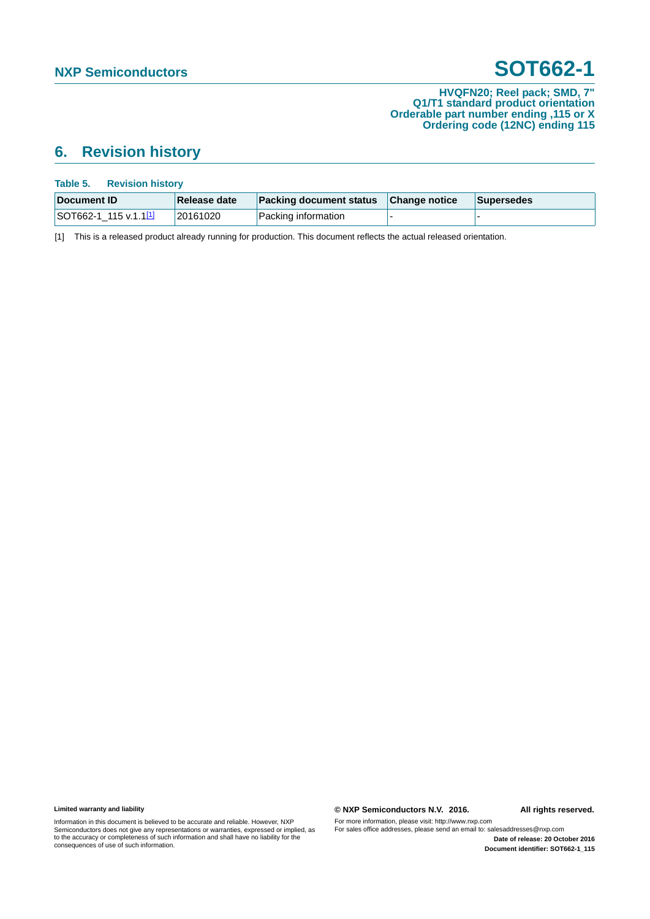## 6. Revision history

**Table 5. Revision history**

| Document ID | Release date | Packing document status | Change notice | Supersedes |
|---|---|---|---|---|
| SOT662-1_115 v.1.1[1] | 20161020 | Packing information | - | - |

[1] This is a released product already running for production. This document reflects the actual released orientation.

**Limited warranty and liability**

Information in this document is believed to be accurate and reliable. However, NXP Semiconductors does not give any representations or warranties, expressed or implied, as to the accuracy or completeness of such information and shall have no liability for the consequences of use of such information.

**© NXP Semiconductors N.V. 2016. All rights reserved.**

For more information, please visit: http://www.nxp.com
For sales office addresses, please send an email to: salesaddresses@nxp.com

**Date of release: 20 October 2016**
**Document identifier: SOT662-1_115**